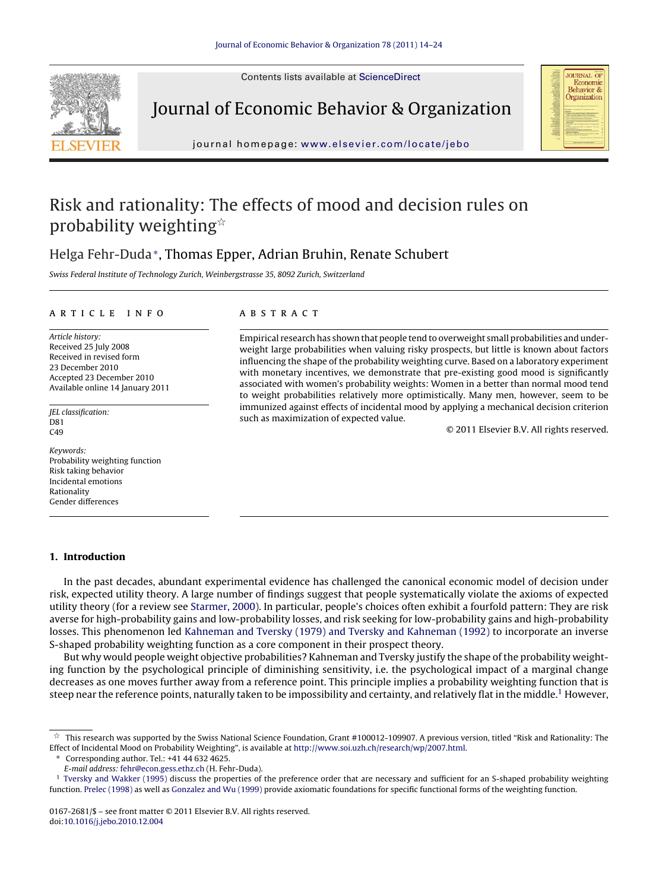# Risk and rationality: The effects of mood and decision rules on probability weighting[☆]

Helga Fehr-Duda*, Thomas Epper, Adrian Bruhin, Renate Schubert

*Swiss Federal Institute of Technology Zurich, Weinbergstrasse 35, 8092 Zurich, Switzerland*

## ARTICLE INFO

*Article history:*
Received 25 July 2008
Received in revised form
23 December 2010
Accepted 23 December 2010
Available online 14 January 2011

*JEL classification:*
D81
C49

*Keywords:*
Probability weighting function
Risk taking behavior
Incidental emotions
Rationality
Gender differences

## ABSTRACT

Empirical research has shown that people tend to overweight small probabilities and underweight large probabilities when valuing risky prospects, but little is known about factors influencing the shape of the probability weighting curve. Based on a laboratory experiment with monetary incentives, we demonstrate that pre-existing good mood is significantly associated with women's probability weights: Women in a better than normal mood tend to weight probabilities relatively more optimistically. Many men, however, seem to be immunized against effects of incidental mood by applying a mechanical decision criterion such as maximization of expected value.

© 2011 Elsevier B.V. All rights reserved.

## 1. Introduction

In the past decades, abundant experimental evidence has challenged the canonical economic model of decision under risk, expected utility theory. A large number of findings suggest that people systematically violate the axioms of expected utility theory (for a review see Starmer, 2000). In particular, people's choices often exhibit a fourfold pattern: They are risk averse for high-probability gains and low-probability losses, and risk seeking for low-probability gains and high-probability losses. This phenomenon led Kahneman and Tversky (1979) and Tversky and Kahneman (1992) to incorporate an inverse S-shaped probability weighting function as a core component in their prospect theory.

But why would people weight objective probabilities? Kahneman and Tversky justify the shape of the probability weighting function by the psychological principle of diminishing sensitivity, i.e. the psychological impact of a marginal change decreases as one moves further away from a reference point. This principle implies a probability weighting function that is steep near the reference points, naturally taken to be impossibility and certainty, and relatively flat in the middle.[1] However,

---

☆ This research was supported by the Swiss National Science Foundation, Grant #100012-109907. A previous version, titled "Risk and Rationality: The Effect of Incidental Mood on Probability Weighting", is available at http://www.soi.uzh.ch/research/wp/2007.html.

\* Corresponding author. Tel.: +41 44 632 4625.
*E-mail address:* fehr@econ.gess.ethz.ch (H. Fehr-Duda).

[1] Tversky and Wakker (1995) discuss the properties of the preference order that are necessary and sufficient for an S-shaped probability weighting function. Prelec (1998) as well as Gonzalez and Wu (1999) provide axiomatic foundations for specific functional forms of the weighting function.

0167-2681/$ – see front matter © 2011 Elsevier B.V. All rights reserved.
doi:10.1016/j.jebo.2010.12.004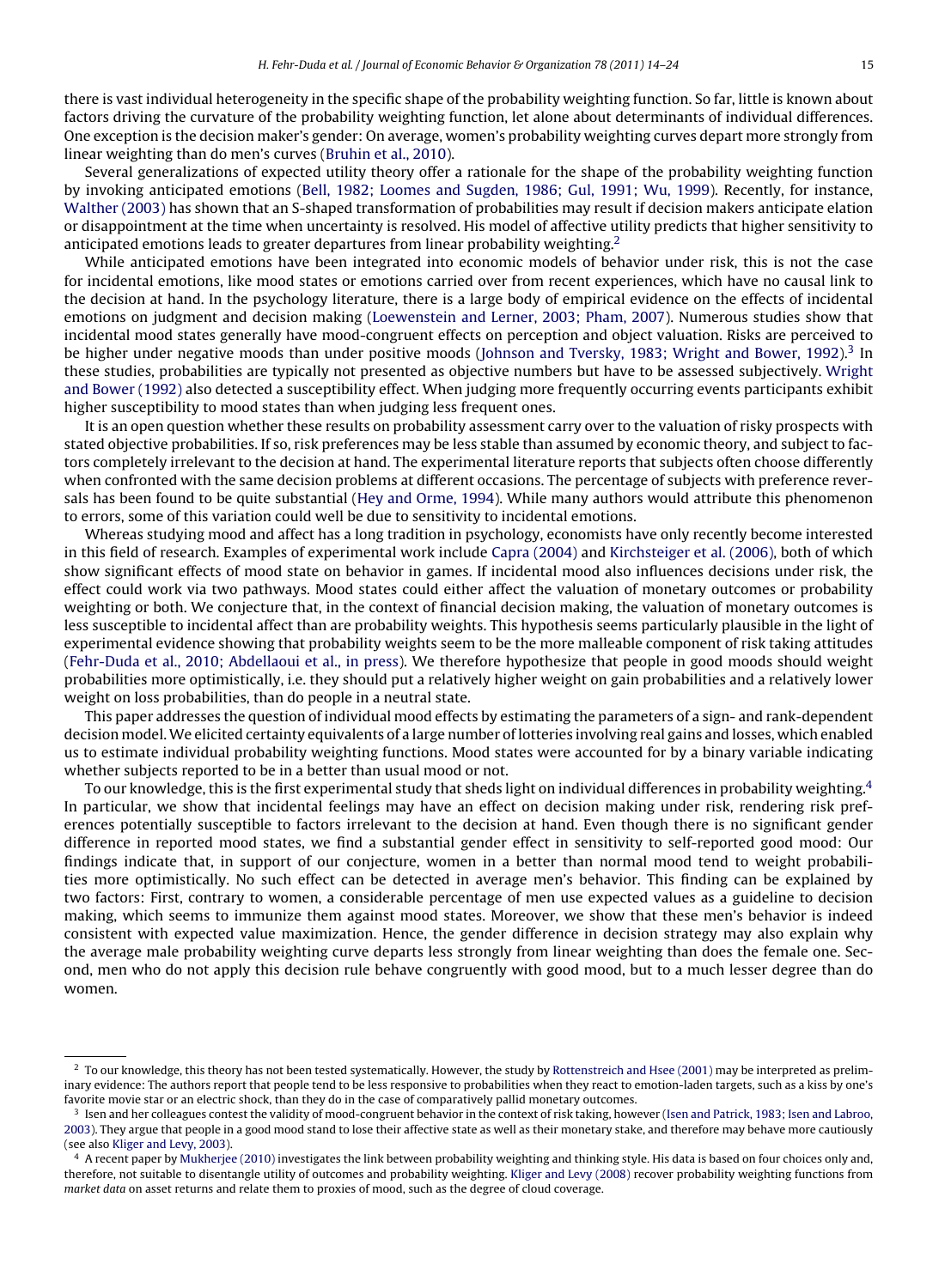there is vast individual heterogeneity in the specific shape of the probability weighting function. So far, little is known about factors driving the curvature of the probability weighting function, let alone about determinants of individual differences. One exception is the decision maker's gender: On average, women's probability weighting curves depart more strongly from linear weighting than do men's curves (Bruhin et al., 2010).

Several generalizations of expected utility theory offer a rationale for the shape of the probability weighting function by invoking anticipated emotions (Bell, 1982; Loomes and Sugden, 1986; Gul, 1991; Wu, 1999). Recently, for instance, Walther (2003) has shown that an S-shaped transformation of probabilities may result if decision makers anticipate elation or disappointment at the time when uncertainty is resolved. His model of affective utility predicts that higher sensitivity to anticipated emotions leads to greater departures from linear probability weighting.[2]

While anticipated emotions have been integrated into economic models of behavior under risk, this is not the case for incidental emotions, like mood states or emotions carried over from recent experiences, which have no causal link to the decision at hand. In the psychology literature, there is a large body of empirical evidence on the effects of incidental emotions on judgment and decision making (Loewenstein and Lerner, 2003; Pham, 2007). Numerous studies show that incidental mood states generally have mood-congruent effects on perception and object valuation. Risks are perceived to be higher under negative moods than under positive moods (Johnson and Tversky, 1983; Wright and Bower, 1992).[3] In these studies, probabilities are typically not presented as objective numbers but have to be assessed subjectively. Wright and Bower (1992) also detected a susceptibility effect. When judging more frequently occurring events participants exhibit higher susceptibility to mood states than when judging less frequent ones.

It is an open question whether these results on probability assessment carry over to the valuation of risky prospects with stated objective probabilities. If so, risk preferences may be less stable than assumed by economic theory, and subject to factors completely irrelevant to the decision at hand. The experimental literature reports that subjects often choose differently when confronted with the same decision problems at different occasions. The percentage of subjects with preference reversals has been found to be quite substantial (Hey and Orme, 1994). While many authors would attribute this phenomenon to errors, some of this variation could well be due to sensitivity to incidental emotions.

Whereas studying mood and affect has a long tradition in psychology, economists have only recently become interested in this field of research. Examples of experimental work include Capra (2004) and Kirchsteiger et al. (2006), both of which show significant effects of mood state on behavior in games. If incidental mood also influences decisions under risk, the effect could work via two pathways. Mood states could either affect the valuation of monetary outcomes or probability weighting or both. We conjecture that, in the context of financial decision making, the valuation of monetary outcomes is less susceptible to incidental affect than are probability weights. This hypothesis seems particularly plausible in the light of experimental evidence showing that probability weights seem to be the more malleable component of risk taking attitudes (Fehr-Duda et al., 2010; Abdellaoui et al., in press). We therefore hypothesize that people in good moods should weight probabilities more optimistically, i.e. they should put a relatively higher weight on gain probabilities and a relatively lower weight on loss probabilities, than do people in a neutral state.

This paper addresses the question of individual mood effects by estimating the parameters of a sign- and rank-dependent decision model. We elicited certainty equivalents of a large number of lotteries involving real gains and losses, which enabled us to estimate individual probability weighting functions. Mood states were accounted for by a binary variable indicating whether subjects reported to be in a better than usual mood or not.

To our knowledge, this is the first experimental study that sheds light on individual differences in probability weighting.[4] In particular, we show that incidental feelings may have an effect on decision making under risk, rendering risk preferences potentially susceptible to factors irrelevant to the decision at hand. Even though there is no significant gender difference in reported mood states, we find a substantial gender effect in sensitivity to self-reported good mood: Our findings indicate that, in support of our conjecture, women in a better than normal mood tend to weight probabilities more optimistically. No such effect can be detected in average men's behavior. This finding can be explained by two factors: First, contrary to women, a considerable percentage of men use expected values as a guideline to decision making, which seems to immunize them against mood states. Moreover, we show that these men's behavior is indeed consistent with expected value maximization. Hence, the gender difference in decision strategy may also explain why the average male probability weighting curve departs less strongly from linear weighting than does the female one. Second, men who do not apply this decision rule behave congruently with good mood, but to a much lesser degree than do women.

---

[2] To our knowledge, this theory has not been tested systematically. However, the study by Rottenstreich and Hsee (2001) may be interpreted as preliminary evidence: The authors report that people tend to be less responsive to probabilities when they react to emotion-laden targets, such as a kiss by one's favorite movie star or an electric shock, than they do in the case of comparatively pallid monetary outcomes.

[3] Isen and her colleagues contest the validity of mood-congruent behavior in the context of risk taking, however (Isen and Patrick, 1983; Isen and Labroo, 2003). They argue that people in a good mood stand to lose their affective state as well as their monetary stake, and therefore may behave more cautiously (see also Kliger and Levy, 2003).

[4] A recent paper by Mukherjee (2010) investigates the link between probability weighting and thinking style. His data is based on four choices only and, therefore, not suitable to disentangle utility of outcomes and probability weighting. Kliger and Levy (2008) recover probability weighting functions from *market data* on asset returns and relate them to proxies of mood, such as the degree of cloud coverage.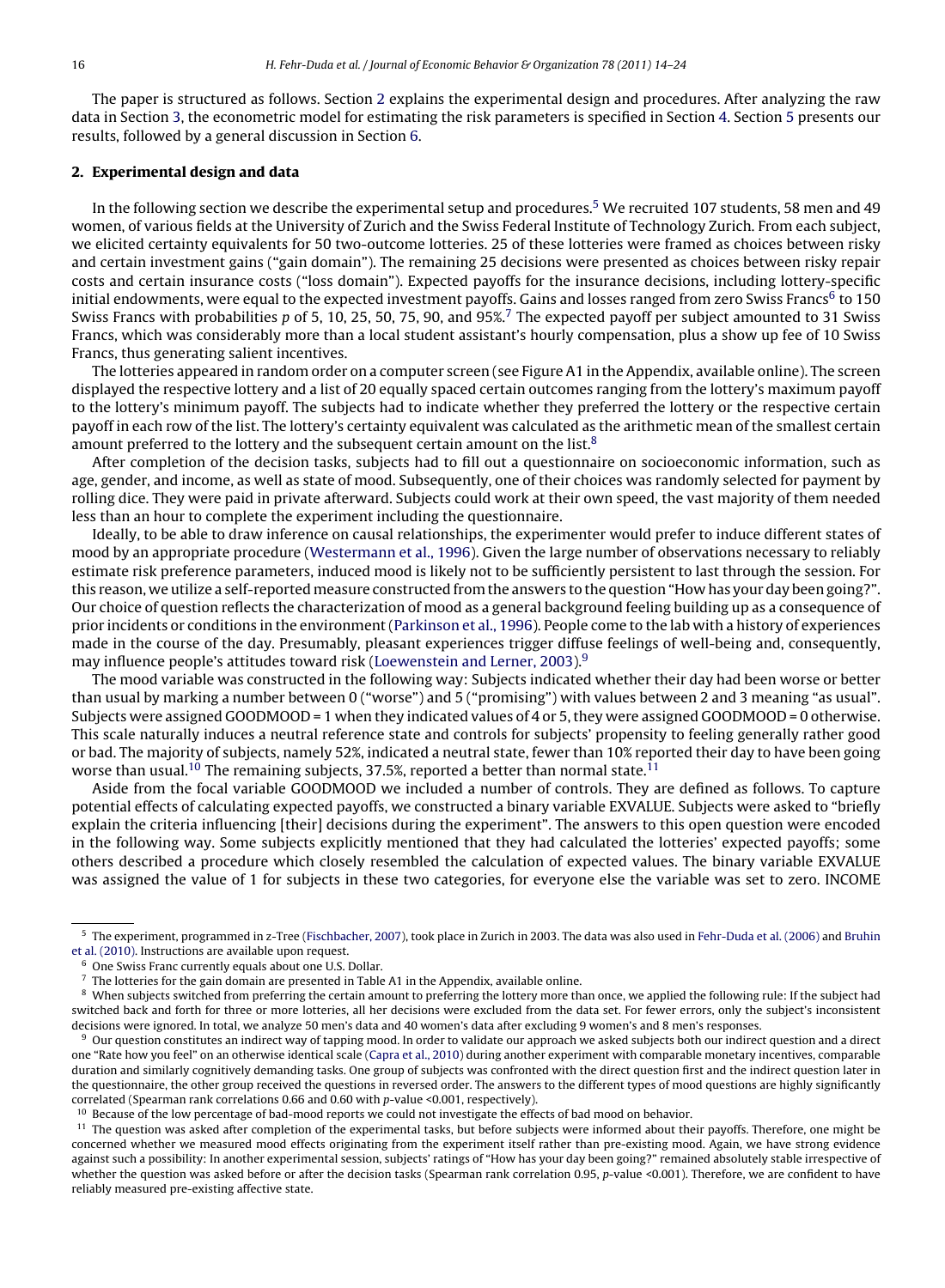The paper is structured as follows. Section 2 explains the experimental design and procedures. After analyzing the raw data in Section 3, the econometric model for estimating the risk parameters is specified in Section 4. Section 5 presents our results, followed by a general discussion in Section 6.

## 2. Experimental design and data

In the following section we describe the experimental setup and procedures.[5] We recruited 107 students, 58 men and 49 women, of various fields at the University of Zurich and the Swiss Federal Institute of Technology Zurich. From each subject, we elicited certainty equivalents for 50 two-outcome lotteries. 25 of these lotteries were framed as choices between risky and certain investment gains ("gain domain"). The remaining 25 decisions were presented as choices between risky repair costs and certain insurance costs ("loss domain"). Expected payoffs for the insurance decisions, including lottery-specific initial endowments, were equal to the expected investment payoffs. Gains and losses ranged from zero Swiss Francs[6] to 150 Swiss Francs with probabilities $p$ of 5, 10, 25, 50, 75, 90, and 95%.[7] The expected payoff per subject amounted to 31 Swiss Francs, which was considerably more than a local student assistant's hourly compensation, plus a show up fee of 10 Swiss Francs, thus generating salient incentives.

The lotteries appeared in random order on a computer screen (see Figure A1 in the Appendix, available online). The screen displayed the respective lottery and a list of 20 equally spaced certain outcomes ranging from the lottery's maximum payoff to the lottery's minimum payoff. The subjects had to indicate whether they preferred the lottery or the respective certain payoff in each row of the list. The lottery's certainty equivalent was calculated as the arithmetic mean of the smallest certain amount preferred to the lottery and the subsequent certain amount on the list.[8]

After completion of the decision tasks, subjects had to fill out a questionnaire on socioeconomic information, such as age, gender, and income, as well as state of mood. Subsequently, one of their choices was randomly selected for payment by rolling dice. They were paid in private afterward. Subjects could work at their own speed, the vast majority of them needed less than an hour to complete the experiment including the questionnaire.

Ideally, to be able to draw inference on causal relationships, the experimenter would prefer to induce different states of mood by an appropriate procedure (Westermann et al., 1996). Given the large number of observations necessary to reliably estimate risk preference parameters, induced mood is likely not to be sufficiently persistent to last through the session. For this reason, we utilize a self-reported measure constructed from the answers to the question "How has your day been going?". Our choice of question reflects the characterization of mood as a general background feeling building up as a consequence of prior incidents or conditions in the environment (Parkinson et al., 1996). People come to the lab with a history of experiences made in the course of the day. Presumably, pleasant experiences trigger diffuse feelings of well-being and, consequently, may influence people's attitudes toward risk (Loewenstein and Lerner, 2003).[9]

The mood variable was constructed in the following way: Subjects indicated whether their day had been worse or better than usual by marking a number between 0 ("worse") and 5 ("promising") with values between 2 and 3 meaning "as usual". Subjects were assigned GOODMOOD = 1 when they indicated values of 4 or 5, they were assigned GOODMOOD = 0 otherwise. This scale naturally induces a neutral reference state and controls for subjects' propensity to feeling generally rather good or bad. The majority of subjects, namely 52%, indicated a neutral state, fewer than 10% reported their day to have been going worse than usual.[10] The remaining subjects, 37.5%, reported a better than normal state.[11]

Aside from the focal variable GOODMOOD we included a number of controls. They are defined as follows. To capture potential effects of calculating expected payoffs, we constructed a binary variable EXVALUE. Subjects were asked to "briefly explain the criteria influencing [their] decisions during the experiment". The answers to this open question were encoded in the following way. Some subjects explicitly mentioned that they had calculated the lotteries' expected payoffs; some others described a procedure which closely resembled the calculation of expected values. The binary variable EXVALUE was assigned the value of 1 for subjects in these two categories, for everyone else the variable was set to zero. INCOME

---

[5] The experiment, programmed in z-Tree (Fischbacher, 2007), took place in Zurich in 2003. The data was also used in Fehr-Duda et al. (2006) and Bruhin et al. (2010). Instructions are available upon request.

[6] One Swiss Franc currently equals about one U.S. Dollar.

[7] The lotteries for the gain domain are presented in Table A1 in the Appendix, available online.

[8] When subjects switched from preferring the certain amount to preferring the lottery more than once, we applied the following rule: If the subject had switched back and forth for three or more lotteries, all her decisions were excluded from the data set. For fewer errors, only the subject's inconsistent decisions were ignored. In total, we analyze 50 men's data and 40 women's data after excluding 9 women's and 8 men's responses.

[9] Our question constitutes an indirect way of tapping mood. In order to validate our approach we asked subjects both our indirect question and a direct one "Rate how you feel" on an otherwise identical scale (Capra et al., 2010) during another experiment with comparable monetary incentives, comparable duration and similarly cognitively demanding tasks. One group of subjects was confronted with the direct question first and the indirect question later in the questionnaire, the other group received the questions in reversed order. The answers to the different types of mood questions are highly significantly correlated (Spearman rank correlations 0.66 and 0.60 with $p$-value <0.001, respectively).

[10] Because of the low percentage of bad-mood reports we could not investigate the effects of bad mood on behavior.

[11] The question was asked after completion of the experimental tasks, but before subjects were informed about their payoffs. Therefore, one might be concerned whether we measured mood effects originating from the experiment itself rather than pre-existing mood. Again, we have strong evidence against such a possibility: In another experimental session, subjects' ratings of "How has your day been going?" remained absolutely stable irrespective of whether the question was asked before or after the decision tasks (Spearman rank correlation 0.95, $p$-value <0.001). Therefore, we are confident to have reliably measured pre-existing affective state.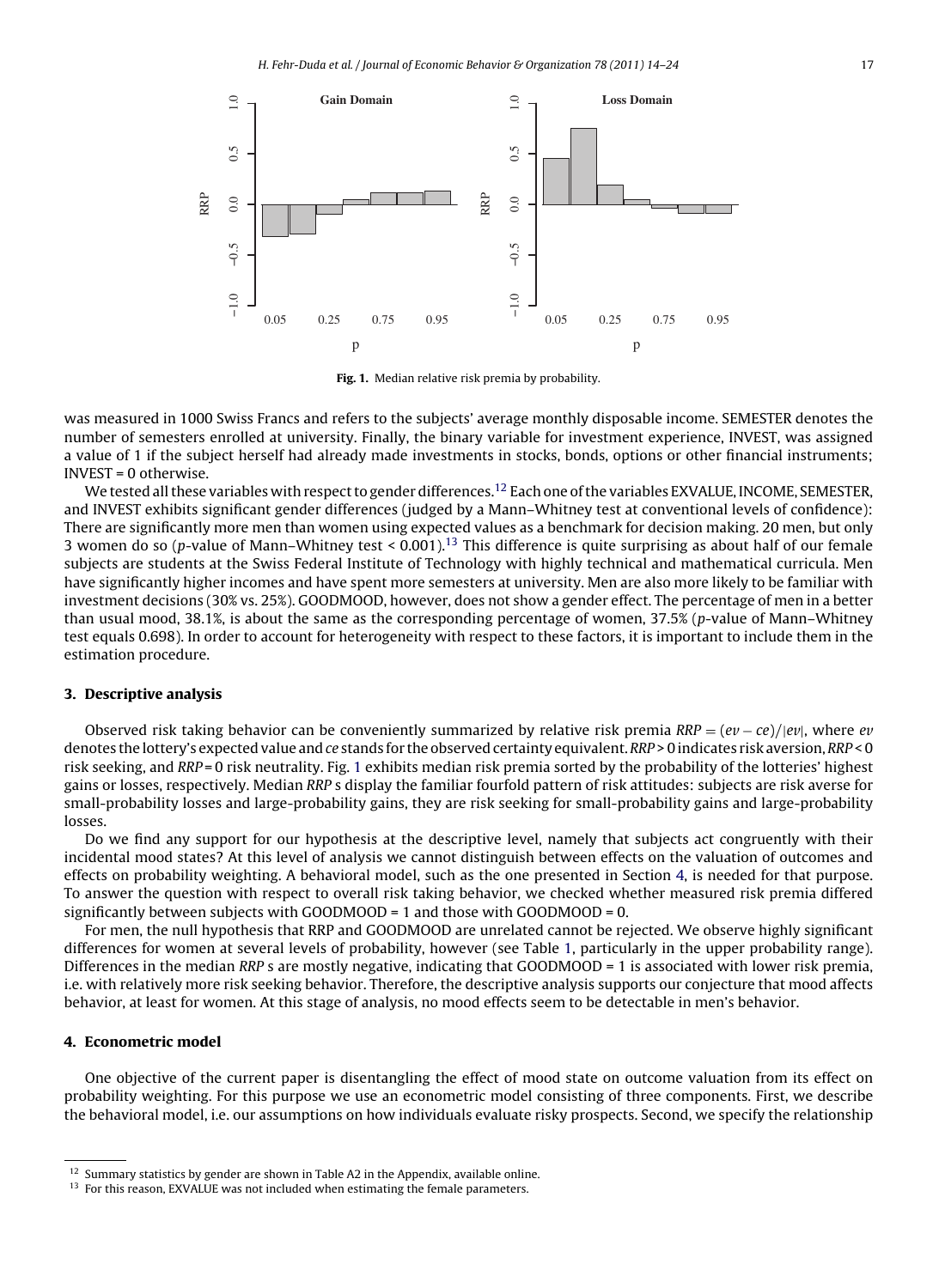**Fig. 1.** Median relative risk premia by probability.

was measured in 1000 Swiss Francs and refers to the subjects' average monthly disposable income. SEMESTER denotes the number of semesters enrolled at university. Finally, the binary variable for investment experience, INVEST, was assigned a value of 1 if the subject herself had already made investments in stocks, bonds, options or other financial instruments; INVEST = 0 otherwise.

We tested all these variables with respect to gender differences.[12] Each one of the variables EXVALUE, INCOME, SEMESTER, and INVEST exhibits significant gender differences (judged by a Mann–Whitney test at conventional levels of confidence): There are significantly more men than women using expected values as a benchmark for decision making. 20 men, but only 3 women do so ($p$-value of Mann–Whitney test < 0.001).[13] This difference is quite surprising as about half of our female subjects are students at the Swiss Federal Institute of Technology with highly technical and mathematical curricula. Men have significantly higher incomes and have spent more semesters at university. Men are also more likely to be familiar with investment decisions (30% vs. 25%). GOODMOOD, however, does not show a gender effect. The percentage of men in a better than usual mood, 38.1%, is about the same as the corresponding percentage of women, 37.5% ($p$-value of Mann–Whitney test equals 0.698). In order to account for heterogeneity with respect to these factors, it is important to include them in the estimation procedure.

## 3. Descriptive analysis

Observed risk taking behavior can be conveniently summarized by relative risk premia $RRP = (ev - ce)/|ev|$, where $ev$ denotes the lottery's expected value and $ce$ stands for the observed certainty equivalent. $RRP > 0$ indicates risk aversion, $RRP < 0$ risk seeking, and $RRP = 0$ risk neutrality. Fig. 1 exhibits median risk premia sorted by the probability of the lotteries' highest gains or losses, respectively. Median *RRP* s display the familiar fourfold pattern of risk attitudes: subjects are risk averse for small-probability losses and large-probability gains, they are risk seeking for small-probability gains and large-probability losses.

Do we find any support for our hypothesis at the descriptive level, namely that subjects act congruently with their incidental mood states? At this level of analysis we cannot distinguish between effects on the valuation of outcomes and effects on probability weighting. A behavioral model, such as the one presented in Section 4, is needed for that purpose. To answer the question with respect to overall risk taking behavior, we checked whether measured risk premia differed significantly between subjects with GOODMOOD = 1 and those with GOODMOOD = 0.

For men, the null hypothesis that RRP and GOODMOOD are unrelated cannot be rejected. We observe highly significant differences for women at several levels of probability, however (see Table 1, particularly in the upper probability range). Differences in the median *RRP* s are mostly negative, indicating that GOODMOOD = 1 is associated with lower risk premia, i.e. with relatively more risk seeking behavior. Therefore, the descriptive analysis supports our conjecture that mood affects behavior, at least for women. At this stage of analysis, no mood effects seem to be detectable in men's behavior.

## 4. Econometric model

One objective of the current paper is disentangling the effect of mood state on outcome valuation from its effect on probability weighting. For this purpose we use an econometric model consisting of three components. First, we describe the behavioral model, i.e. our assumptions on how individuals evaluate risky prospects. Second, we specify the relationship

---

[12] Summary statistics by gender are shown in Table A2 in the Appendix, available online.

[13] For this reason, EXVALUE was not included when estimating the female parameters.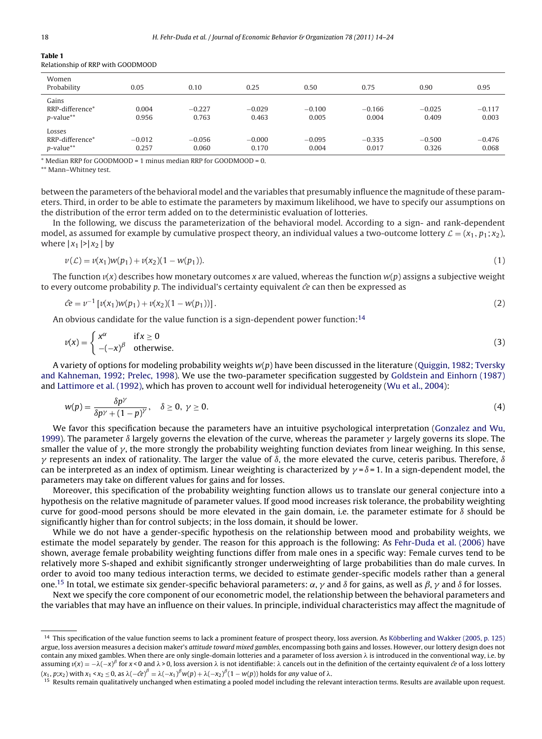**Table 1**
Relationship of RRP with GOODMOOD

| Women<br>Probability | 0.05 | 0.10 | 0.25 | 0.50 | 0.75 | 0.90 | 0.95 |
|---|---|---|---|---|---|---|---|
| Gains | | | | | | | |
| RRP-difference* | 0.004 | −0.227 | −0.029 | −0.100 | −0.166 | −0.025 | −0.117 |
| *p*-value** | 0.956 | 0.763 | 0.463 | 0.005 | 0.004 | 0.409 | 0.003 |
| Losses | | | | | | | |
| RRP-difference* | −0.012 | −0.056 | −0.000 | −0.095 | −0.335 | −0.500 | −0.476 |
| *p*-value** | 0.257 | 0.060 | 0.170 | 0.004 | 0.017 | 0.326 | 0.068 |

\* Median RRP for GOODMOOD = 1 minus median RRP for GOODMOOD = 0.

\*\* Mann–Whitney test.

between the parameters of the behavioral model and the variables that presumably influence the magnitude of these parameters. Third, in order to be able to estimate the parameters by maximum likelihood, we have to specify our assumptions on the distribution of the error term added on to the deterministic evaluation of lotteries.

In the following, we discuss the parameterization of the behavioral model. According to a sign- and rank-dependent model, as assumed for example by cumulative prospect theory, an individual values a two-outcome lottery $\mathcal{L} = (x_1, p_1; x_2)$, where $|x_1| > |x_2|$ by

$$v(\mathcal{L}) = v(x_1)w(p_1) + v(x_2)(1 - w(p_1)). \tag{1}$$

The function $v(x)$ describes how monetary outcomes $x$ are valued, whereas the function $w(p)$ assigns a subjective weight to every outcome probability $p$. The individual's certainty equivalent $\hat{ce}$ can then be expressed as

$$\hat{ce} = v^{-1}\left[v(x_1)w(p_1) + v(x_2)(1 - w(p_1))\right]. \tag{2}$$

An obvious candidate for the value function is a sign-dependent power function:[14]

$$v(x) = \begin{cases} x^{\alpha} & \text{if } x \geq 0 \\ -(-x)^{\beta} & \text{otherwise.} \end{cases} \tag{3}$$

A variety of options for modeling probability weights $w(p)$ have been discussed in the literature (Quiggin, 1982; Tversky and Kahneman, 1992; Prelec, 1998). We use the two-parameter specification suggested by Goldstein and Einhorn (1987) and Lattimore et al. (1992), which has proven to account well for individual heterogeneity (Wu et al., 2004):

$$w(p) = \frac{\delta p^{\gamma}}{\delta p^{\gamma} + (1 - p)^{\gamma}}, \quad \delta \geq 0,\ \gamma \geq 0. \tag{4}$$

We favor this specification because the parameters have an intuitive psychological interpretation (Gonzalez and Wu, 1999). The parameter $\delta$ largely governs the elevation of the curve, whereas the parameter $\gamma$ largely governs its slope. The smaller the value of $\gamma$, the more strongly the probability weighting function deviates from linear weighing. In this sense, $\gamma$ represents an index of rationality. The larger the value of $\delta$, the more elevated the curve, ceteris paribus. Therefore, $\delta$ can be interpreted as an index of optimism. Linear weighting is characterized by $\gamma = \delta = 1$. In a sign-dependent model, the parameters may take on different values for gains and for losses.

Moreover, this specification of the probability weighting function allows us to translate our general conjecture into a hypothesis on the relative magnitude of parameter values. If good mood increases risk tolerance, the probability weighting curve for good-mood persons should be more elevated in the gain domain, i.e. the parameter estimate for $\delta$ should be significantly higher than for control subjects; in the loss domain, it should be lower.

While we do not have a gender-specific hypothesis on the relationship between mood and probability weights, we estimate the model separately by gender. The reason for this approach is the following: As Fehr-Duda et al. (2006) have shown, average female probability weighting functions differ from male ones in a specific way: Female curves tend to be relatively more S-shaped and exhibit significantly stronger underweighting of large probabilities than do male curves. In order to avoid too many tedious interaction terms, we decided to estimate gender-specific models rather than a general one.[15] In total, we estimate six gender-specific behavioral parameters: $\alpha$, $\gamma$ and $\delta$ for gains, as well as $\beta$, $\gamma$ and $\delta$ for losses.

Next we specify the core component of our econometric model, the relationship between the behavioral parameters and the variables that may have an influence on their values. In principle, individual characteristics may affect the magnitude of

[14] This specification of the value function seems to lack a prominent feature of prospect theory, loss aversion. As Köbberling and Wakker (2005, p. 125) argue, loss aversion measures a decision maker's *attitude toward mixed gambles*, encompassing both gains and losses. However, our lottery design does not contain any mixed gambles. When there are only single-domain lotteries and a parameter of loss aversion $\lambda$ is introduced in the conventional way, i.e. by assuming $v(x) = -\lambda(-x)^{\beta}$ for $x < 0$ and $\lambda > 0$, loss aversion $\lambda$ is not identifiable: $\lambda$ cancels out in the definition of the certainty equivalent $\hat{ce}$ of a loss lottery $(x_1, p; x_2)$ with $x_1 < x_2 \leq 0$, as $\lambda(-\hat{ce})^{\beta} = \lambda(-x_1)^{\beta}w(p) + \lambda(-x_2)^{\beta}(1 - w(p))$ holds for *any* value of $\lambda$.

[15] Results remain qualitatively unchanged when estimating a pooled model including the relevant interaction terms. Results are available upon request.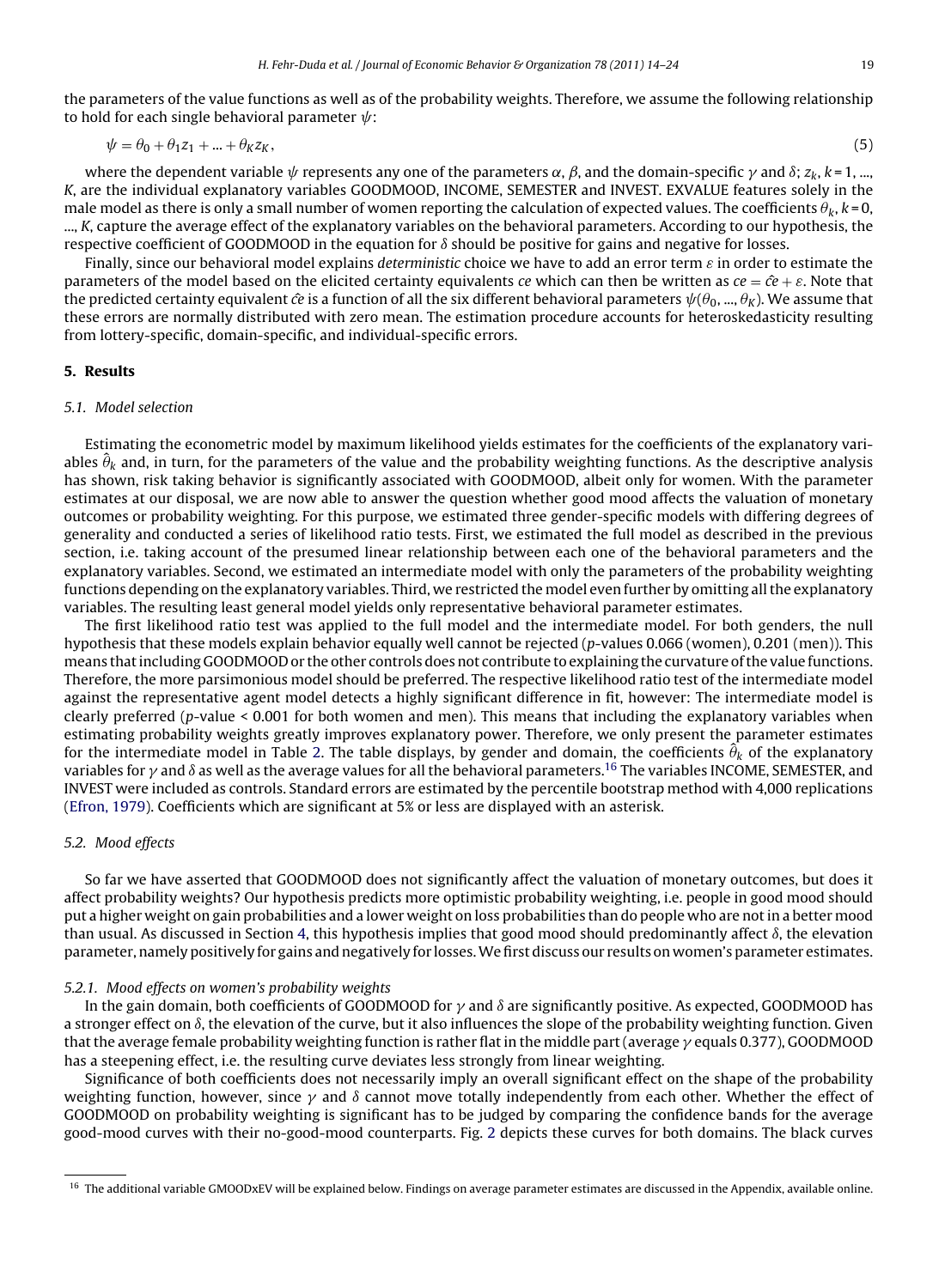the parameters of the value functions as well as of the probability weights. Therefore, we assume the following relationship to hold for each single behavioral parameter $\psi$:

$$\psi = \theta_0 + \theta_1 z_1 + ... + \theta_K z_K, \tag{5}$$

where the dependent variable $\psi$ represents any one of the parameters $\alpha$, $\beta$, and the domain-specific $\gamma$ and $\delta$; $z_k$, $k = 1, ..., K$, are the individual explanatory variables GOODMOOD, INCOME, SEMESTER and INVEST. EXVALUE features solely in the male model as there is only a small number of women reporting the calculation of expected values. The coefficients $\theta_k$, $k = 0, ..., K$, capture the average effect of the explanatory variables on the behavioral parameters. According to our hypothesis, the respective coefficient of GOODMOOD in the equation for $\delta$ should be positive for gains and negative for losses.

Finally, since our behavioral model explains *deterministic* choice we have to add an error term $\varepsilon$ in order to estimate the parameters of the model based on the elicited certainty equivalents *ce* which can then be written as $ce = \hat{ce} + \varepsilon$. Note that the predicted certainty equivalent $\hat{ce}$ is a function of all the six different behavioral parameters $\psi(\theta_0, ..., \theta_K)$. We assume that these errors are normally distributed with zero mean. The estimation procedure accounts for heteroskedasticity resulting from lottery-specific, domain-specific, and individual-specific errors.

## 5. Results

### 5.1. Model selection

Estimating the econometric model by maximum likelihood yields estimates for the coefficients of the explanatory variables $\hat{\theta}_k$ and, in turn, for the parameters of the value and the probability weighting functions. As the descriptive analysis has shown, risk taking behavior is significantly associated with GOODMOOD, albeit only for women. With the parameter estimates at our disposal, we are now able to answer the question whether good mood affects the valuation of monetary outcomes or probability weighting. For this purpose, we estimated three gender-specific models with differing degrees of generality and conducted a series of likelihood ratio tests. First, we estimated the full model as described in the previous section, i.e. taking account of the presumed linear relationship between each one of the behavioral parameters and the explanatory variables. Second, we estimated an intermediate model with only the parameters of the probability weighting functions depending on the explanatory variables. Third, we restricted the model even further by omitting all the explanatory variables. The resulting least general model yields only representative behavioral parameter estimates.

The first likelihood ratio test was applied to the full model and the intermediate model. For both genders, the null hypothesis that these models explain behavior equally well cannot be rejected ($p$-values 0.066 (women), 0.201 (men)). This means that including GOODMOOD or the other controls does not contribute to explaining the curvature of the value functions. Therefore, the more parsimonious model should be preferred. The respective likelihood ratio test of the intermediate model against the representative agent model detects a highly significant difference in fit, however: The intermediate model is clearly preferred ($p$-value < 0.001 for both women and men). This means that including the explanatory variables when estimating probability weights greatly improves explanatory power. Therefore, we only present the parameter estimates for the intermediate model in Table 2. The table displays, by gender and domain, the coefficients $\hat{\theta}_k$ of the explanatory variables for $\gamma$ and $\delta$ as well as the average values for all the behavioral parameters.[16] The variables INCOME, SEMESTER, and INVEST were included as controls. Standard errors are estimated by the percentile bootstrap method with 4,000 replications (Efron, 1979). Coefficients which are significant at 5% or less are displayed with an asterisk.

### 5.2. Mood effects

So far we have asserted that GOODMOOD does not significantly affect the valuation of monetary outcomes, but does it affect probability weights? Our hypothesis predicts more optimistic probability weighting, i.e. people in good mood should put a higher weight on gain probabilities and a lower weight on loss probabilities than do people who are not in a better mood than usual. As discussed in Section 4, this hypothesis implies that good mood should predominantly affect $\delta$, the elevation parameter, namely positively for gains and negatively for losses. We first discuss our results on women's parameter estimates.

#### 5.2.1. Mood effects on women's probability weights

In the gain domain, both coefficients of GOODMOOD for $\gamma$ and $\delta$ are significantly positive. As expected, GOODMOOD has a stronger effect on $\delta$, the elevation of the curve, but it also influences the slope of the probability weighting function. Given that the average female probability weighting function is rather flat in the middle part (average $\gamma$ equals 0.377), GOODMOOD has a steepening effect, i.e. the resulting curve deviates less strongly from linear weighting.

Significance of both coefficients does not necessarily imply an overall significant effect on the shape of the probability weighting function, however, since $\gamma$ and $\delta$ cannot move totally independently from each other. Whether the effect of GOODMOOD on probability weighting is significant has to be judged by comparing the confidence bands for the average good-mood curves with their no-good-mood counterparts. Fig. 2 depicts these curves for both domains. The black curves

[16] The additional variable GMOODxEV will be explained below. Findings on average parameter estimates are discussed in the Appendix, available online.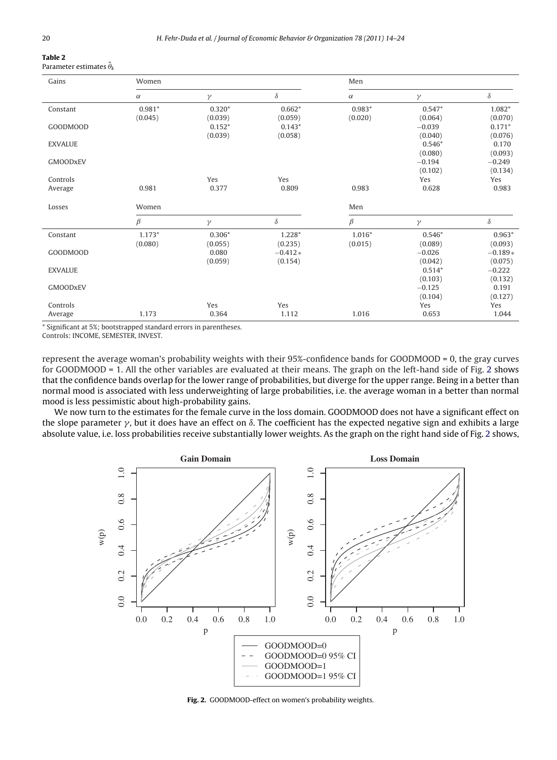**Table 2**
Parameter estimates $\hat{\theta}_k$

| Gains | Women | | | Men | | |
|---|---|---|---|---|---|---|
| | $\alpha$ | $\gamma$ | $\delta$ | $\alpha$ | $\gamma$ | $\delta$ |
| Constant | 0.981* | 0.320* | 0.662* | 0.983* | 0.547* | 1.082* |
| | (0.045) | (0.039) | (0.059) | (0.020) | (0.064) | (0.070) |
| GOODMOOD | | 0.152* | 0.143* | | −0.039 | 0.171* |
| | | (0.039) | (0.058) | | (0.040) | (0.076) |
| EXVALUE | | | | | 0.546* | 0.170 |
| | | | | | (0.080) | (0.093) |
| GMOODxEV | | | | | −0.194 | −0.249 |
| | | | | | (0.102) | (0.134) |
| Controls | | Yes | Yes | | Yes | Yes |
| Average | 0.981 | 0.377 | 0.809 | 0.983 | 0.628 | 0.983 |
| **Losses** | **Women** | | | **Men** | | |
| | $\beta$ | $\gamma$ | $\delta$ | $\beta$ | $\gamma$ | $\delta$ |
| Constant | 1.173* | 0.306* | 1.228* | 1.016* | 0.546* | 0.963* |
| | (0.080) | (0.055) | (0.235) | (0.015) | (0.089) | (0.093) |
| GOODMOOD | | 0.080 | −0.412* | | −0.026 | −0.189* |
| | | (0.059) | (0.154) | | (0.042) | (0.075) |
| EXVALUE | | | | | 0.514* | −0.222 |
| | | | | | (0.103) | (0.132) |
| GMOODxEV | | | | | −0.125 | 0.191 |
| | | | | | (0.104) | (0.127) |
| Controls | | Yes | Yes | | Yes | Yes |
| Average | 1.173 | 0.364 | 1.112 | 1.016 | 0.653 | 1.044 |

* Significant at 5%; bootstrapped standard errors in parentheses.
Controls: INCOME, SEMESTER, INVEST.

represent the average woman's probability weights with their 95%-confidence bands for GOODMOOD = 0, the gray curves for GOODMOOD = 1. All the other variables are evaluated at their means. The graph on the left-hand side of Fig. 2 shows that the confidence bands overlap for the lower range of probabilities, but diverge for the upper range. Being in a better than normal mood is associated with less underweighting of large probabilities, i.e. the average woman in a better than normal mood is less pessimistic about high-probability gains.

We now turn to the estimates for the female curve in the loss domain. GOODMOOD does not have a significant effect on the slope parameter $\gamma$, but it does have an effect on $\delta$. The coefficient has the expected negative sign and exhibits a large absolute value, i.e. loss probabilities receive substantially lower weights. As the graph on the right hand side of Fig. 2 shows,

**Fig. 2.** GOODMOOD-effect on women's probability weights.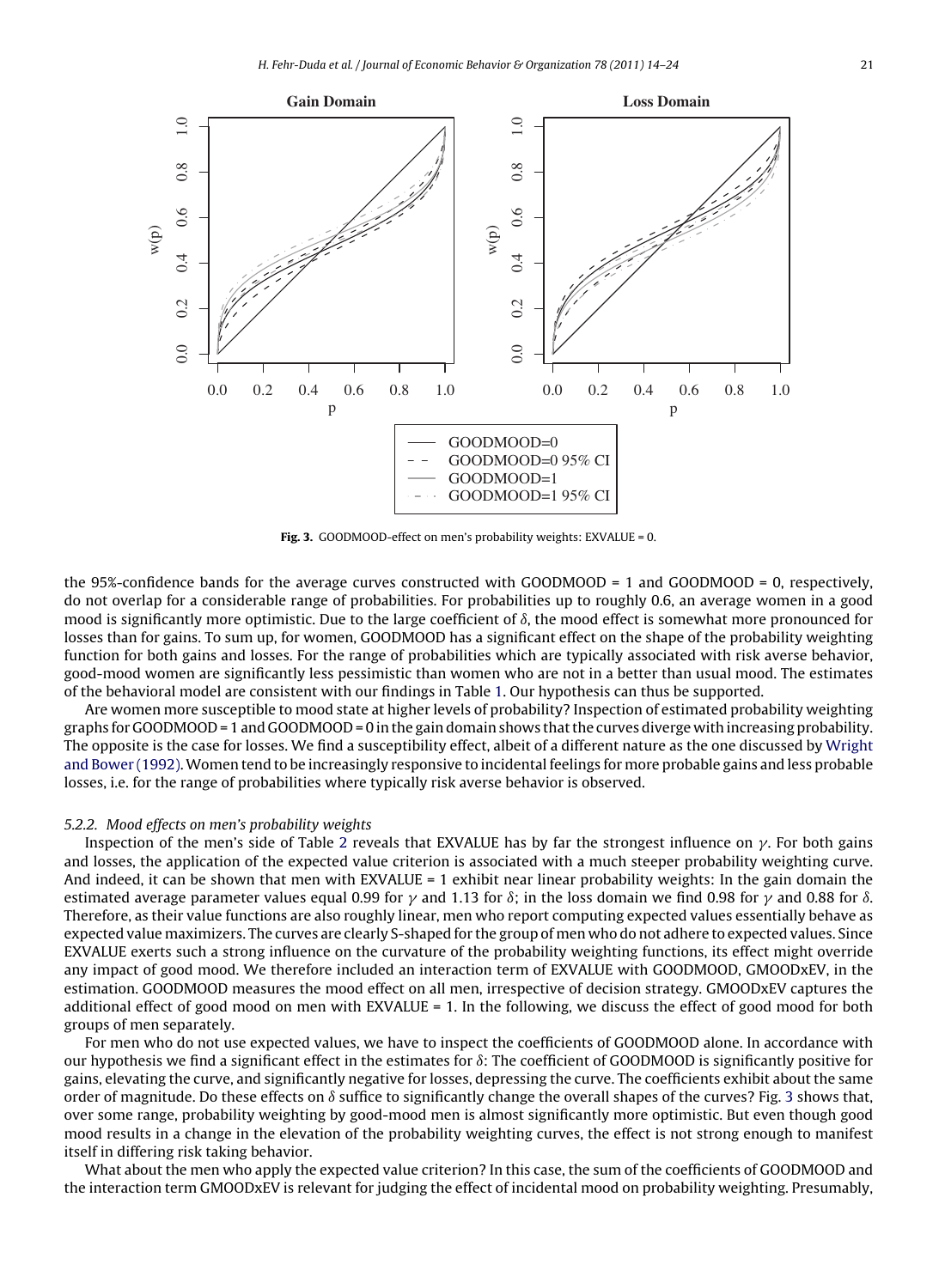**Fig. 3.** GOODMOOD-effect on men's probability weights: EXVALUE = 0.

the 95%-confidence bands for the average curves constructed with GOODMOOD = 1 and GOODMOOD = 0, respectively, do not overlap for a considerable range of probabilities. For probabilities up to roughly 0.6, an average women in a good mood is significantly more optimistic. Due to the large coefficient of $\delta$, the mood effect is somewhat more pronounced for losses than for gains. To sum up, for women, GOODMOOD has a significant effect on the shape of the probability weighting function for both gains and losses. For the range of probabilities which are typically associated with risk averse behavior, good-mood women are significantly less pessimistic than women who are not in a better than usual mood. The estimates of the behavioral model are consistent with our findings in Table 1. Our hypothesis can thus be supported.

Are women more susceptible to mood state at higher levels of probability? Inspection of estimated probability weighting graphs for GOODMOOD = 1 and GOODMOOD = 0 in the gain domain shows that the curves diverge with increasing probability. The opposite is the case for losses. We find a susceptibility effect, albeit of a different nature as the one discussed by Wright and Bower (1992). Women tend to be increasingly responsive to incidental feelings for more probable gains and less probable losses, i.e. for the range of probabilities where typically risk averse behavior is observed.

### 5.2.2. Mood effects on men's probability weights

Inspection of the men's side of Table 2 reveals that EXVALUE has by far the strongest influence on $\gamma$. For both gains and losses, the application of the expected value criterion is associated with a much steeper probability weighting curve. And indeed, it can be shown that men with EXVALUE = 1 exhibit near linear probability weights: In the gain domain the estimated average parameter values equal 0.99 for $\gamma$ and 1.13 for $\delta$; in the loss domain we find 0.98 for $\gamma$ and 0.88 for $\delta$. Therefore, as their value functions are also roughly linear, men who report computing expected values essentially behave as expected value maximizers. The curves are clearly S-shaped for the group of men who do not adhere to expected values. Since EXVALUE exerts such a strong influence on the curvature of the probability weighting functions, its effect might override any impact of good mood. We therefore included an interaction term of EXVALUE with GOODMOOD, GMOODxEV, in the estimation. GOODMOOD measures the mood effect on all men, irrespective of decision strategy. GMOODxEV captures the additional effect of good mood on men with EXVALUE = 1. In the following, we discuss the effect of good mood for both groups of men separately.

For men who do not use expected values, we have to inspect the coefficients of GOODMOOD alone. In accordance with our hypothesis we find a significant effect in the estimates for $\delta$: The coefficient of GOODMOOD is significantly positive for gains, elevating the curve, and significantly negative for losses, depressing the curve. The coefficients exhibit about the same order of magnitude. Do these effects on $\delta$ suffice to significantly change the overall shapes of the curves? Fig. 3 shows that, over some range, probability weighting by good-mood men is almost significantly more optimistic. But even though good mood results in a change in the elevation of the probability weighting curves, the effect is not strong enough to manifest itself in differing risk taking behavior.

What about the men who apply the expected value criterion? In this case, the sum of the coefficients of GOODMOOD and the interaction term GMOODxEV is relevant for judging the effect of incidental mood on probability weighting. Presumably,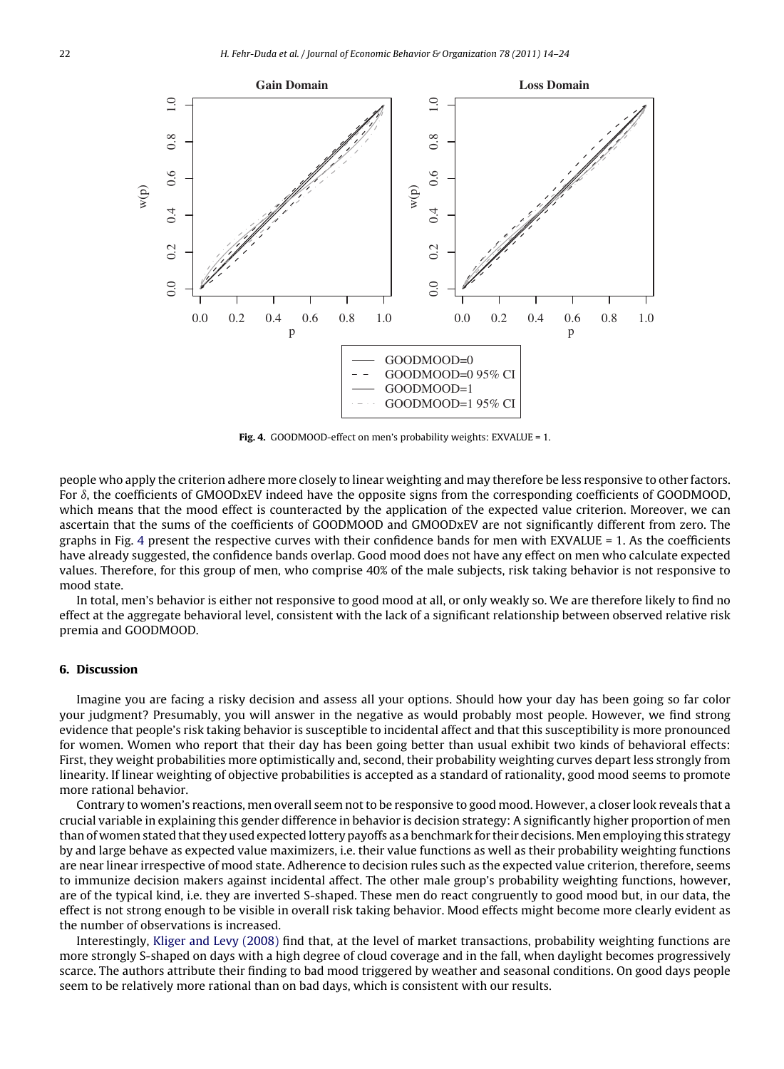Fig. 4. GOODMOOD-effect on men's probability weights: EXVALUE = 1.

people who apply the criterion adhere more closely to linear weighting and may therefore be less responsive to other factors. For $\delta$, the coefficients of GMOODxEV indeed have the opposite signs from the corresponding coefficients of GOODMOOD, which means that the mood effect is counteracted by the application of the expected value criterion. Moreover, we can ascertain that the sums of the coefficients of GOODMOOD and GMOODxEV are not significantly different from zero. The graphs in Fig. 4 present the respective curves with their confidence bands for men with EXVALUE = 1. As the coefficients have already suggested, the confidence bands overlap. Good mood does not have any effect on men who calculate expected values. Therefore, for this group of men, who comprise 40% of the male subjects, risk taking behavior is not responsive to mood state.

In total, men's behavior is either not responsive to good mood at all, or only weakly so. We are therefore likely to find no effect at the aggregate behavioral level, consistent with the lack of a significant relationship between observed relative risk premia and GOODMOOD.

## 6. Discussion

Imagine you are facing a risky decision and assess all your options. Should how your day has been going so far color your judgment? Presumably, you will answer in the negative as would probably most people. However, we find strong evidence that people's risk taking behavior is susceptible to incidental affect and that this susceptibility is more pronounced for women. Women who report that their day has been going better than usual exhibit two kinds of behavioral effects: First, they weight probabilities more optimistically and, second, their probability weighting curves depart less strongly from linearity. If linear weighting of objective probabilities is accepted as a standard of rationality, good mood seems to promote more rational behavior.

Contrary to women's reactions, men overall seem not to be responsive to good mood. However, a closer look reveals that a crucial variable in explaining this gender difference in behavior is decision strategy: A significantly higher proportion of men than of women stated that they used expected lottery payoffs as a benchmark for their decisions. Men employing this strategy by and large behave as expected value maximizers, i.e. their value functions as well as their probability weighting functions are near linear irrespective of mood state. Adherence to decision rules such as the expected value criterion, therefore, seems to immunize decision makers against incidental affect. The other male group's probability weighting functions, however, are of the typical kind, i.e. they are inverted S-shaped. These men do react congruently to good mood but, in our data, the effect is not strong enough to be visible in overall risk taking behavior. Mood effects might become more clearly evident as the number of observations is increased.

Interestingly, Kliger and Levy (2008) find that, at the level of market transactions, probability weighting functions are more strongly S-shaped on days with a high degree of cloud coverage and in the fall, when daylight becomes progressively scarce. The authors attribute their finding to bad mood triggered by weather and seasonal conditions. On good days people seem to be relatively more rational than on bad days, which is consistent with our results.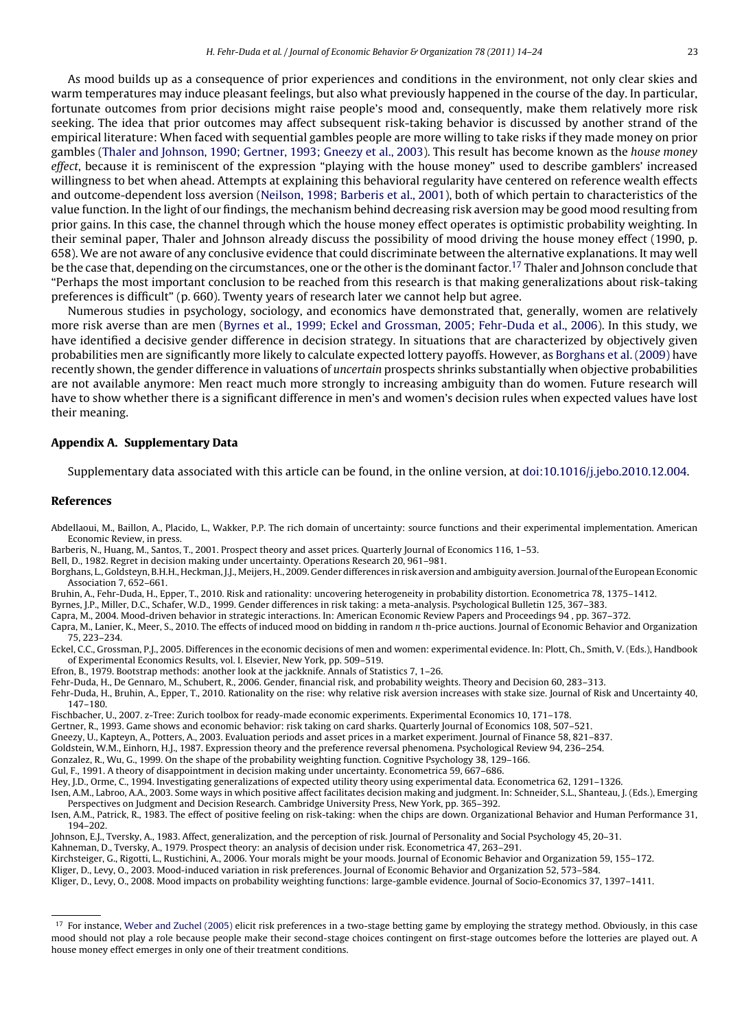As mood builds up as a consequence of prior experiences and conditions in the environment, not only clear skies and warm temperatures may induce pleasant feelings, but also what previously happened in the course of the day. In particular, fortunate outcomes from prior decisions might raise people's mood and, consequently, make them relatively more risk seeking. The idea that prior outcomes may affect subsequent risk-taking behavior is discussed by another strand of the empirical literature: When faced with sequential gambles people are more willing to take risks if they made money on prior gambles (Thaler and Johnson, 1990; Gertner, 1993; Gneezy et al., 2003). This result has become known as the *house money effect*, because it is reminiscent of the expression "playing with the house money" used to describe gamblers' increased willingness to bet when ahead. Attempts at explaining this behavioral regularity have centered on reference wealth effects and outcome-dependent loss aversion (Neilson, 1998; Barberis et al., 2001), both of which pertain to characteristics of the value function. In the light of our findings, the mechanism behind decreasing risk aversion may be good mood resulting from prior gains. In this case, the channel through which the house money effect operates is optimistic probability weighting. In their seminal paper, Thaler and Johnson already discuss the possibility of mood driving the house money effect (1990, p. 658). We are not aware of any conclusive evidence that could discriminate between the alternative explanations. It may well be the case that, depending on the circumstances, one or the other is the dominant factor.[17] Thaler and Johnson conclude that "Perhaps the most important conclusion to be reached from this research is that making generalizations about risk-taking preferences is difficult" (p. 660). Twenty years of research later we cannot help but agree.

Numerous studies in psychology, sociology, and economics have demonstrated that, generally, women are relatively more risk averse than are men (Byrnes et al., 1999; Eckel and Grossman, 2005; Fehr-Duda et al., 2006). In this study, we have identified a decisive gender difference in decision strategy. In situations that are characterized by objectively given probabilities men are significantly more likely to calculate expected lottery payoffs. However, as Borghans et al. (2009) have recently shown, the gender difference in valuations of *uncertain* prospects shrinks substantially when objective probabilities are not available anymore: Men react much more strongly to increasing ambiguity than do women. Future research will have to show whether there is a significant difference in men's and women's decision rules when expected values have lost their meaning.

## Appendix A. Supplementary Data

Supplementary data associated with this article can be found, in the online version, at doi:10.1016/j.jebo.2010.12.004.

## References

Abdellaoui, M., Baillon, A., Placido, L., Wakker, P.P. The rich domain of uncertainty: source functions and their experimental implementation. American Economic Review, in press.

Barberis, N., Huang, M., Santos, T., 2001. Prospect theory and asset prices. Quarterly Journal of Economics 116, 1–53.

Bell, D., 1982. Regret in decision making under uncertainty. Operations Research 20, 961–981.

Borghans, L., Goldsteyn, B.H.H., Heckman, J.J., Meijers, H., 2009. Gender differences in risk aversion and ambiguity aversion. Journal of the European Economic Association 7, 652–661.

Bruhin, A., Fehr-Duda, H., Epper, T., 2010. Risk and rationality: uncovering heterogeneity in probability distortion. Econometrica 78, 1375–1412.

Byrnes, J.P., Miller, D.C., Schafer, W.D., 1999. Gender differences in risk taking: a meta-analysis. Psychological Bulletin 125, 367–383.

Capra, M., 2004. Mood-driven behavior in strategic interactions. In: American Economic Review Papers and Proceedings 94 , pp. 367–372.

Capra, M., Lanier, K., Meer, S., 2010. The effects of induced mood on bidding in random *n* th-price auctions. Journal of Economic Behavior and Organization 75, 223–234.

Eckel, C.C., Grossman, P.J., 2005. Differences in the economic decisions of men and women: experimental evidence. In: Plott, Ch., Smith, V. (Eds.), Handbook of Experimental Economics Results, vol. I. Elsevier, New York, pp. 509–519.

Efron, B., 1979. Bootstrap methods: another look at the jackknife. Annals of Statistics 7, 1–26.

Fehr-Duda, H., De Gennaro, M., Schubert, R., 2006. Gender, financial risk, and probability weights. Theory and Decision 60, 283–313.

Fehr-Duda, H., Bruhin, A., Epper, T., 2010. Rationality on the rise: why relative risk aversion increases with stake size. Journal of Risk and Uncertainty 40, 147–180.

Fischbacher, U., 2007. z-Tree: Zurich toolbox for ready-made economic experiments. Experimental Economics 10, 171–178.

Gertner, R., 1993. Game shows and economic behavior: risk taking on card sharks. Quarterly Journal of Economics 108, 507–521.

Gneezy, U., Kapteyn, A., Potters, A., 2003. Evaluation periods and asset prices in a market experiment. Journal of Finance 58, 821–837.

Goldstein, W.M., Einhorn, H.J., 1987. Expression theory and the preference reversal phenomena. Psychological Review 94, 236–254.

Gonzalez, R., Wu, G., 1999. On the shape of the probability weighting function. Cognitive Psychology 38, 129–166.

Gul, F., 1991. A theory of disappointment in decision making under uncertainty. Econometrica 59, 667–686.

Hey, J.D., Orme, C., 1994. Investigating generalizations of expected utility theory using experimental data. Econometrica 62, 1291–1326.

Isen, A.M., Labroo, A.A., 2003. Some ways in which positive affect facilitates decision making and judgment. In: Schneider, S.L., Shanteau, J. (Eds.), Emerging Perspectives on Judgment and Decision Research. Cambridge University Press, New York, pp. 365–392.

Isen, A.M., Patrick, R., 1983. The effect of positive feeling on risk-taking: when the chips are down. Organizational Behavior and Human Performance 31, 194–202.

Johnson, E.J., Tversky, A., 1983. Affect, generalization, and the perception of risk. Journal of Personality and Social Psychology 45, 20–31.

Kahneman, D., Tversky, A., 1979. Prospect theory: an analysis of decision under risk. Econometrica 47, 263–291.

Kirchsteiger, G., Rigotti, L., Rustichini, A., 2006. Your morals might be your moods. Journal of Economic Behavior and Organization 59, 155–172.

Kliger, D., Levy, O., 2003. Mood-induced variation in risk preferences. Journal of Economic Behavior and Organization 52, 573–584.

Kliger, D., Levy, O., 2008. Mood impacts on probability weighting functions: large-gamble evidence. Journal of Socio-Economics 37, 1397–1411.

[17] For instance, Weber and Zuchel (2005) elicit risk preferences in a two-stage betting game by employing the strategy method. Obviously, in this case mood should not play a role because people make their second-stage choices contingent on first-stage outcomes before the lotteries are played out. A house money effect emerges in only one of their treatment conditions.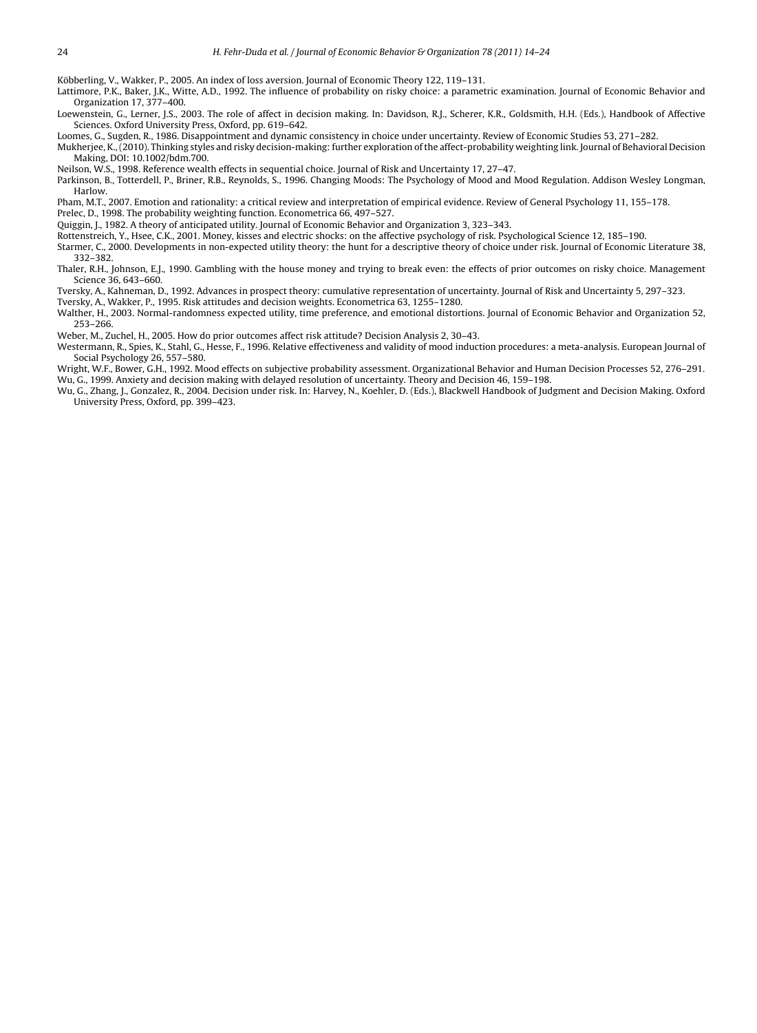Köbberling, V., Wakker, P., 2005. An index of loss aversion. Journal of Economic Theory 122, 119–131.

Lattimore, P.K., Baker, J.K., Witte, A.D., 1992. The influence of probability on risky choice: a parametric examination. Journal of Economic Behavior and Organization 17, 377–400.

Loewenstein, G., Lerner, J.S., 2003. The role of affect in decision making. In: Davidson, R.J., Scherer, K.R., Goldsmith, H.H. (Eds.), Handbook of Affective Sciences. Oxford University Press, Oxford, pp. 619–642.

Loomes, G., Sugden, R., 1986. Disappointment and dynamic consistency in choice under uncertainty. Review of Economic Studies 53, 271–282.

Mukherjee, K., (2010). Thinking styles and risky decision-making: further exploration of the affect-probability weighting link. Journal of Behavioral Decision Making, DOI: 10.1002/bdm.700.

Neilson, W.S., 1998. Reference wealth effects in sequential choice. Journal of Risk and Uncertainty 17, 27–47.

Parkinson, B., Totterdell, P., Briner, R.B., Reynolds, S., 1996. Changing Moods: The Psychology of Mood and Mood Regulation. Addison Wesley Longman, Harlow.

Pham, M.T., 2007. Emotion and rationality: a critical review and interpretation of empirical evidence. Review of General Psychology 11, 155–178.

Prelec, D., 1998. The probability weighting function. Econometrica 66, 497–527.

Quiggin, J., 1982. A theory of anticipated utility. Journal of Economic Behavior and Organization 3, 323–343.

Rottenstreich, Y., Hsee, C.K., 2001. Money, kisses and electric shocks: on the affective psychology of risk. Psychological Science 12, 185–190.

Starmer, C., 2000. Developments in non-expected utility theory: the hunt for a descriptive theory of choice under risk. Journal of Economic Literature 38, 332–382.

Thaler, R.H., Johnson, E.J., 1990. Gambling with the house money and trying to break even: the effects of prior outcomes on risky choice. Management Science 36, 643–660.

Tversky, A., Kahneman, D., 1992. Advances in prospect theory: cumulative representation of uncertainty. Journal of Risk and Uncertainty 5, 297–323.

Tversky, A., Wakker, P., 1995. Risk attitudes and decision weights. Econometrica 63, 1255–1280.

Walther, H., 2003. Normal-randomness expected utility, time preference, and emotional distortions. Journal of Economic Behavior and Organization 52, 253–266.

Weber, M., Zuchel, H., 2005. How do prior outcomes affect risk attitude? Decision Analysis 2, 30–43.

Westermann, R., Spies, K., Stahl, G., Hesse, F., 1996. Relative effectiveness and validity of mood induction procedures: a meta-analysis. European Journal of Social Psychology 26, 557–580.

Wright, W.F., Bower, G.H., 1992. Mood effects on subjective probability assessment. Organizational Behavior and Human Decision Processes 52, 276–291.

Wu, G., 1999. Anxiety and decision making with delayed resolution of uncertainty. Theory and Decision 46, 159–198.

Wu, G., Zhang, J., Gonzalez, R., 2004. Decision under risk. In: Harvey, N., Koehler, D. (Eds.), Blackwell Handbook of Judgment and Decision Making. Oxford University Press, Oxford, pp. 399–423.